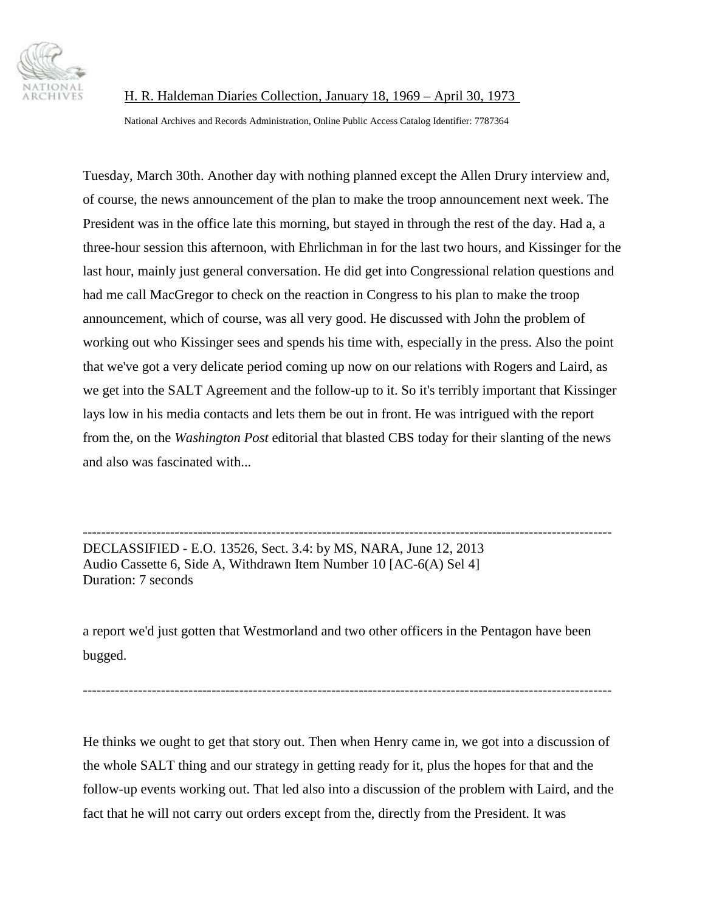H. R. Haldeman Diaries Collection, January 18, 1969 – April 30, 1973

National Archives and Records Administration, Online Public Access Catalog Identifier: 7787364

Tuesday, March 30th. Another day with nothing planned except the Allen Drury interview and, of course, the news announcement of the plan to make the troop announcement next week. The President was in the office late this morning, but stayed in through the rest of the day. Had a, a three-hour session this afternoon, with Ehrlichman in for the last two hours, and Kissinger for the last hour, mainly just general conversation. He did get into Congressional relation questions and had me call MacGregor to check on the reaction in Congress to his plan to make the troop announcement, which of course, was all very good. He discussed with John the problem of working out who Kissinger sees and spends his time with, especially in the press. Also the point that we've got a very delicate period coming up now on our relations with Rogers and Laird, as we get into the SALT Agreement and the follow-up to it. So it's terribly important that Kissinger lays low in his media contacts and lets them be out in front. He was intrigued with the report from the, on the *Washington Post* editorial that blasted CBS today for their slanting of the news and also was fascinated with...

---

DECLASSIFIED - E.O. 13526, Sect. 3.4: by MS, NARA, June 12, 2013
Audio Cassette 6, Side A, Withdrawn Item Number 10 [AC-6(A) Sel 4]
Duration: 7 seconds

a report we'd just gotten that Westmorland and two other officers in the Pentagon have been bugged.

---

He thinks we ought to get that story out. Then when Henry came in, we got into a discussion of the whole SALT thing and our strategy in getting ready for it, plus the hopes for that and the follow-up events working out. That led also into a discussion of the problem with Laird, and the fact that he will not carry out orders except from the, directly from the President. It was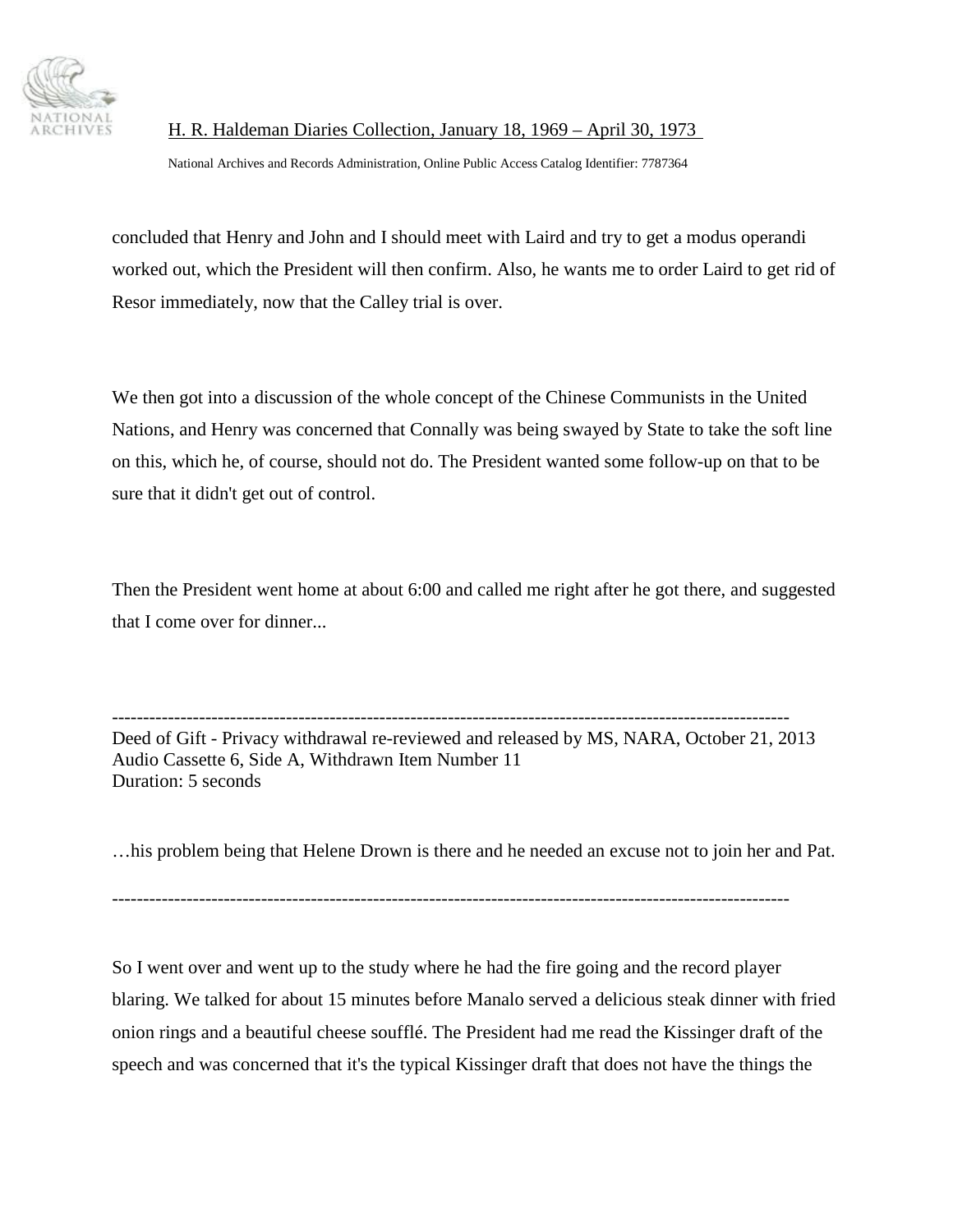concluded that Henry and John and I should meet with Laird and try to get a modus operandi worked out, which the President will then confirm. Also, he wants me to order Laird to get rid of Resor immediately, now that the Calley trial is over.

We then got into a discussion of the whole concept of the Chinese Communists in the United Nations, and Henry was concerned that Connally was being swayed by State to take the soft line on this, which he, of course, should not do. The President wanted some follow-up on that to be sure that it didn't get out of control.

Then the President went home at about 6:00 and called me right after he got there, and suggested that I come over for dinner...

---

Deed of Gift - Privacy withdrawal re-reviewed and released by MS, NARA, October 21, 2013
Audio Cassette 6, Side A, Withdrawn Item Number 11
Duration: 5 seconds

…his problem being that Helene Drown is there and he needed an excuse not to join her and Pat.

---

So I went over and went up to the study where he had the fire going and the record player blaring. We talked for about 15 minutes before Manalo served a delicious steak dinner with fried onion rings and a beautiful cheese soufflé. The President had me read the Kissinger draft of the speech and was concerned that it's the typical Kissinger draft that does not have the things the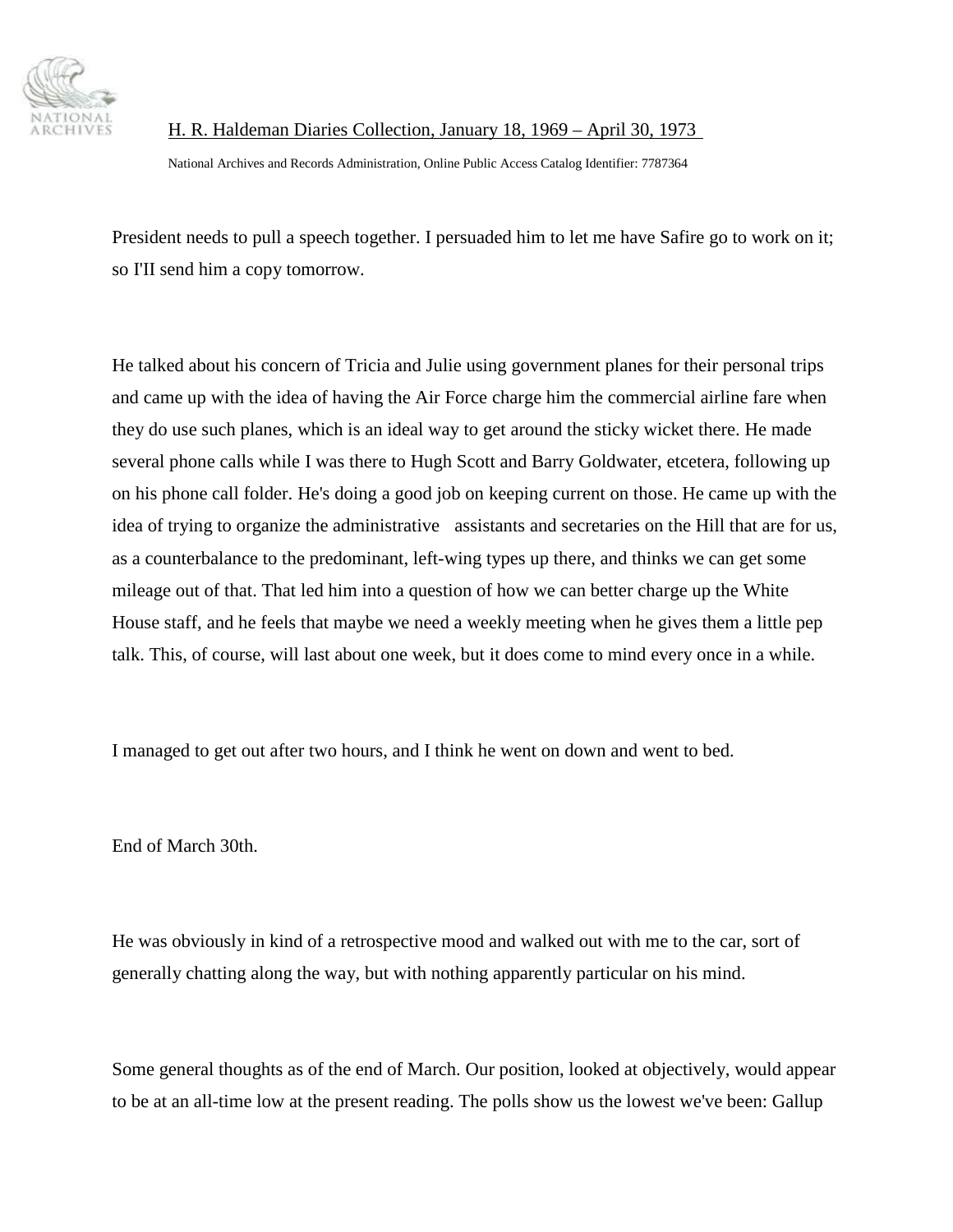President needs to pull a speech together. I persuaded him to let me have Safire go to work on it; so I'II send him a copy tomorrow.

He talked about his concern of Tricia and Julie using government planes for their personal trips and came up with the idea of having the Air Force charge him the commercial airline fare when they do use such planes, which is an ideal way to get around the sticky wicket there. He made several phone calls while I was there to Hugh Scott and Barry Goldwater, etcetera, following up on his phone call folder. He's doing a good job on keeping current on those. He came up with the idea of trying to organize the administrative assistants and secretaries on the Hill that are for us, as a counterbalance to the predominant, left-wing types up there, and thinks we can get some mileage out of that. That led him into a question of how we can better charge up the White House staff, and he feels that maybe we need a weekly meeting when he gives them a little pep talk. This, of course, will last about one week, but it does come to mind every once in a while.

I managed to get out after two hours, and I think he went on down and went to bed.

End of March 30th.

He was obviously in kind of a retrospective mood and walked out with me to the car, sort of generally chatting along the way, but with nothing apparently particular on his mind.

Some general thoughts as of the end of March. Our position, looked at objectively, would appear to be at an all-time low at the present reading. The polls show us the lowest we've been: Gallup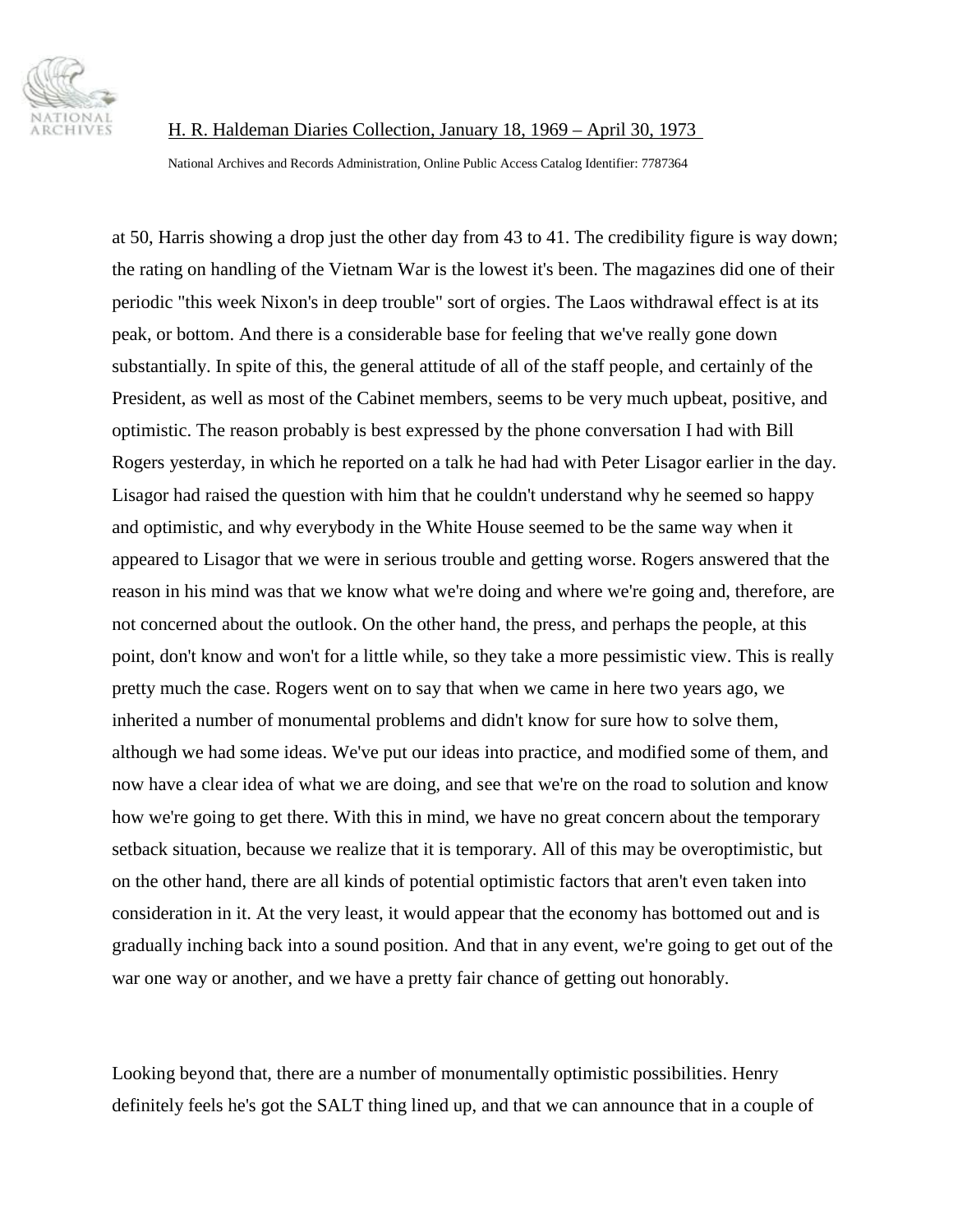at 50, Harris showing a drop just the other day from 43 to 41. The credibility figure is way down; the rating on handling of the Vietnam War is the lowest it's been. The magazines did one of their periodic "this week Nixon's in deep trouble" sort of orgies. The Laos withdrawal effect is at its peak, or bottom. And there is a considerable base for feeling that we've really gone down substantially. In spite of this, the general attitude of all of the staff people, and certainly of the President, as well as most of the Cabinet members, seems to be very much upbeat, positive, and optimistic. The reason probably is best expressed by the phone conversation I had with Bill Rogers yesterday, in which he reported on a talk he had had with Peter Lisagor earlier in the day. Lisagor had raised the question with him that he couldn't understand why he seemed so happy and optimistic, and why everybody in the White House seemed to be the same way when it appeared to Lisagor that we were in serious trouble and getting worse. Rogers answered that the reason in his mind was that we know what we're doing and where we're going and, therefore, are not concerned about the outlook. On the other hand, the press, and perhaps the people, at this point, don't know and won't for a little while, so they take a more pessimistic view. This is really pretty much the case. Rogers went on to say that when we came in here two years ago, we inherited a number of monumental problems and didn't know for sure how to solve them, although we had some ideas. We've put our ideas into practice, and modified some of them, and now have a clear idea of what we are doing, and see that we're on the road to solution and know how we're going to get there. With this in mind, we have no great concern about the temporary setback situation, because we realize that it is temporary. All of this may be overoptimistic, but on the other hand, there are all kinds of potential optimistic factors that aren't even taken into consideration in it. At the very least, it would appear that the economy has bottomed out and is gradually inching back into a sound position. And that in any event, we're going to get out of the war one way or another, and we have a pretty fair chance of getting out honorably.

Looking beyond that, there are a number of monumentally optimistic possibilities. Henry definitely feels he's got the SALT thing lined up, and that we can announce that in a couple of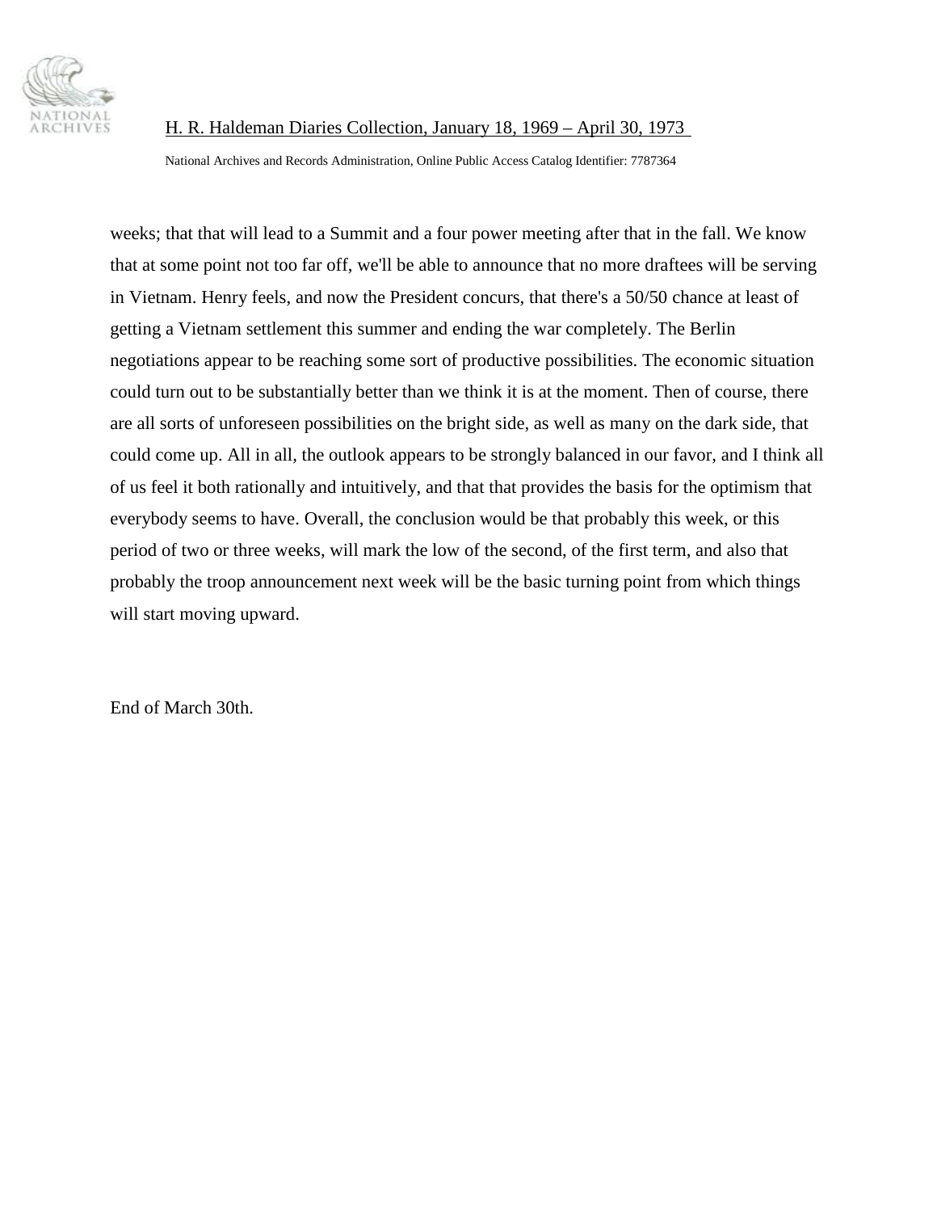weeks; that that will lead to a Summit and a four power meeting after that in the fall. We know that at some point not too far off, we'll be able to announce that no more draftees will be serving in Vietnam. Henry feels, and now the President concurs, that there's a 50/50 chance at least of getting a Vietnam settlement this summer and ending the war completely. The Berlin negotiations appear to be reaching some sort of productive possibilities. The economic situation could turn out to be substantially better than we think it is at the moment. Then of course, there are all sorts of unforeseen possibilities on the bright side, as well as many on the dark side, that could come up. All in all, the outlook appears to be strongly balanced in our favor, and I think all of us feel it both rationally and intuitively, and that that provides the basis for the optimism that everybody seems to have. Overall, the conclusion would be that probably this week, or this period of two or three weeks, will mark the low of the second, of the first term, and also that probably the troop announcement next week will be the basic turning point from which things will start moving upward.

End of March 30th.